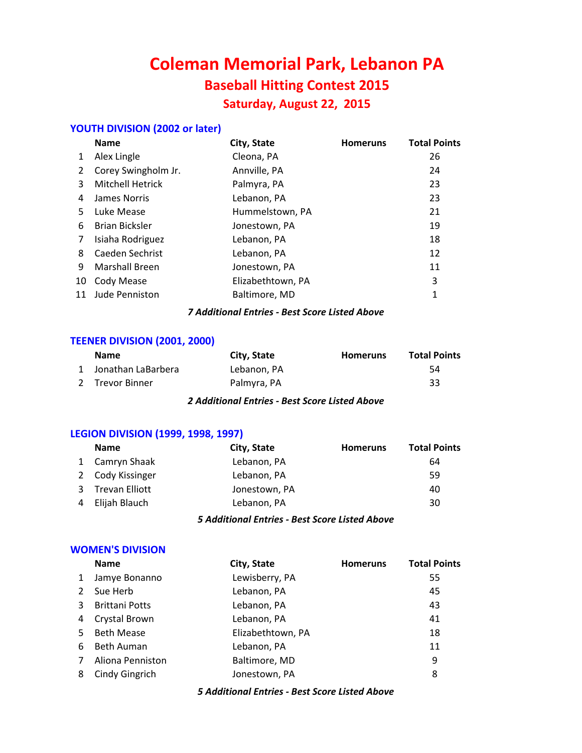# Coleman Memorial Park, Lebanon PA

## Baseball Hitting Contest 2015

### Saturday, August 22, 2015

### YOUTH DIVISION (2002 or later)

| | Name | City, State | Homeruns | Total Points |
|---|---|---|---|---|
| 1 | Alex Lingle | Cleona, PA | | 26 |
| 2 | Corey Swingholm Jr. | Annville, PA | | 24 |
| 3 | Mitchell Hetrick | Palmyra, PA | | 23 |
| 4 | James Norris | Lebanon, PA | | 23 |
| 5 | Luke Mease | Hummelstown, PA | | 21 |
| 6 | Brian Bicksler | Jonestown, PA | | 19 |
| 7 | Isiaha Rodriguez | Lebanon, PA | | 18 |
| 8 | Caeden Sechrist | Lebanon, PA | | 12 |
| 9 | Marshall Breen | Jonestown, PA | | 11 |
| 10 | Cody Mease | Elizabethtown, PA | | 3 |
| 11 | Jude Penniston | Baltimore, MD | | 1 |

***7 Additional Entries - Best Score Listed Above***

### TEENER DIVISION (2001, 2000)

| | Name | City, State | Homeruns | Total Points |
|---|---|---|---|---|
| 1 | Jonathan LaBarbera | Lebanon, PA | | 54 |
| 2 | Trevor Binner | Palmyra, PA | | 33 |

***2 Additional Entries - Best Score Listed Above***

### LEGION DIVISION (1999, 1998, 1997)

| | Name | City, State | Homeruns | Total Points |
|---|---|---|---|---|
| 1 | Camryn Shaak | Lebanon, PA | | 64 |
| 2 | Cody Kissinger | Lebanon, PA | | 59 |
| 3 | Trevan Elliott | Jonestown, PA | | 40 |
| 4 | Elijah Blauch | Lebanon, PA | | 30 |

***5 Additional Entries - Best Score Listed Above***

### WOMEN'S DIVISION

| | Name | City, State | Homeruns | Total Points |
|---|---|---|---|---|
| 1 | Jamye Bonanno | Lewisberry, PA | | 55 |
| 2 | Sue Herb | Lebanon, PA | | 45 |
| 3 | Brittani Potts | Lebanon, PA | | 43 |
| 4 | Crystal Brown | Lebanon, PA | | 41 |
| 5 | Beth Mease | Elizabethtown, PA | | 18 |
| 6 | Beth Auman | Lebanon, PA | | 11 |
| 7 | Aliona Penniston | Baltimore, MD | | 9 |
| 8 | Cindy Gingrich | Jonestown, PA | | 8 |

***5 Additional Entries - Best Score Listed Above***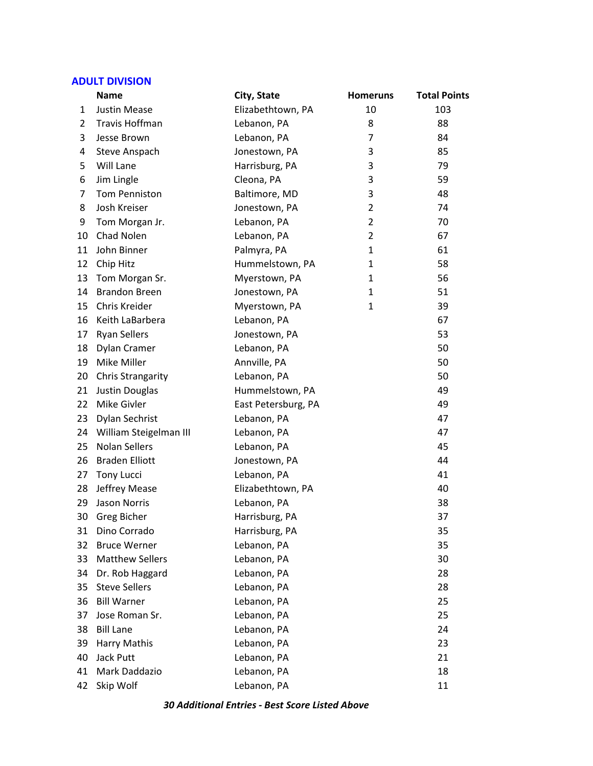## ADULT DIVISION

| | Name | City, State | Homeruns | Total Points |
|---|---|---|---|---|
| 1 | Justin Mease | Elizabethtown, PA | 10 | 103 |
| 2 | Travis Hoffman | Lebanon, PA | 8 | 88 |
| 3 | Jesse Brown | Lebanon, PA | 7 | 84 |
| 4 | Steve Anspach | Jonestown, PA | 3 | 85 |
| 5 | Will Lane | Harrisburg, PA | 3 | 79 |
| 6 | Jim Lingle | Cleona, PA | 3 | 59 |
| 7 | Tom Penniston | Baltimore, MD | 3 | 48 |
| 8 | Josh Kreiser | Jonestown, PA | 2 | 74 |
| 9 | Tom Morgan Jr. | Lebanon, PA | 2 | 70 |
| 10 | Chad Nolen | Lebanon, PA | 2 | 67 |
| 11 | John Binner | Palmyra, PA | 1 | 61 |
| 12 | Chip Hitz | Hummelstown, PA | 1 | 58 |
| 13 | Tom Morgan Sr. | Myerstown, PA | 1 | 56 |
| 14 | Brandon Breen | Jonestown, PA | 1 | 51 |
| 15 | Chris Kreider | Myerstown, PA | 1 | 39 |
| 16 | Keith LaBarbera | Lebanon, PA | | 67 |
| 17 | Ryan Sellers | Jonestown, PA | | 53 |
| 18 | Dylan Cramer | Lebanon, PA | | 50 |
| 19 | Mike Miller | Annville, PA | | 50 |
| 20 | Chris Strangarity | Lebanon, PA | | 50 |
| 21 | Justin Douglas | Hummelstown, PA | | 49 |
| 22 | Mike Givler | East Petersburg, PA | | 49 |
| 23 | Dylan Sechrist | Lebanon, PA | | 47 |
| 24 | William Steigelman III | Lebanon, PA | | 47 |
| 25 | Nolan Sellers | Lebanon, PA | | 45 |
| 26 | Braden Elliott | Jonestown, PA | | 44 |
| 27 | Tony Lucci | Lebanon, PA | | 41 |
| 28 | Jeffrey Mease | Elizabethtown, PA | | 40 |
| 29 | Jason Norris | Lebanon, PA | | 38 |
| 30 | Greg Bicher | Harrisburg, PA | | 37 |
| 31 | Dino Corrado | Harrisburg, PA | | 35 |
| 32 | Bruce Werner | Lebanon, PA | | 35 |
| 33 | Matthew Sellers | Lebanon, PA | | 30 |
| 34 | Dr. Rob Haggard | Lebanon, PA | | 28 |
| 35 | Steve Sellers | Lebanon, PA | | 28 |
| 36 | Bill Warner | Lebanon, PA | | 25 |
| 37 | Jose Roman Sr. | Lebanon, PA | | 25 |
| 38 | Bill Lane | Lebanon, PA | | 24 |
| 39 | Harry Mathis | Lebanon, PA | | 23 |
| 40 | Jack Putt | Lebanon, PA | | 21 |
| 41 | Mark Daddazio | Lebanon, PA | | 18 |
| 42 | Skip Wolf | Lebanon, PA | | 11 |

***30 Additional Entries - Best Score Listed Above***